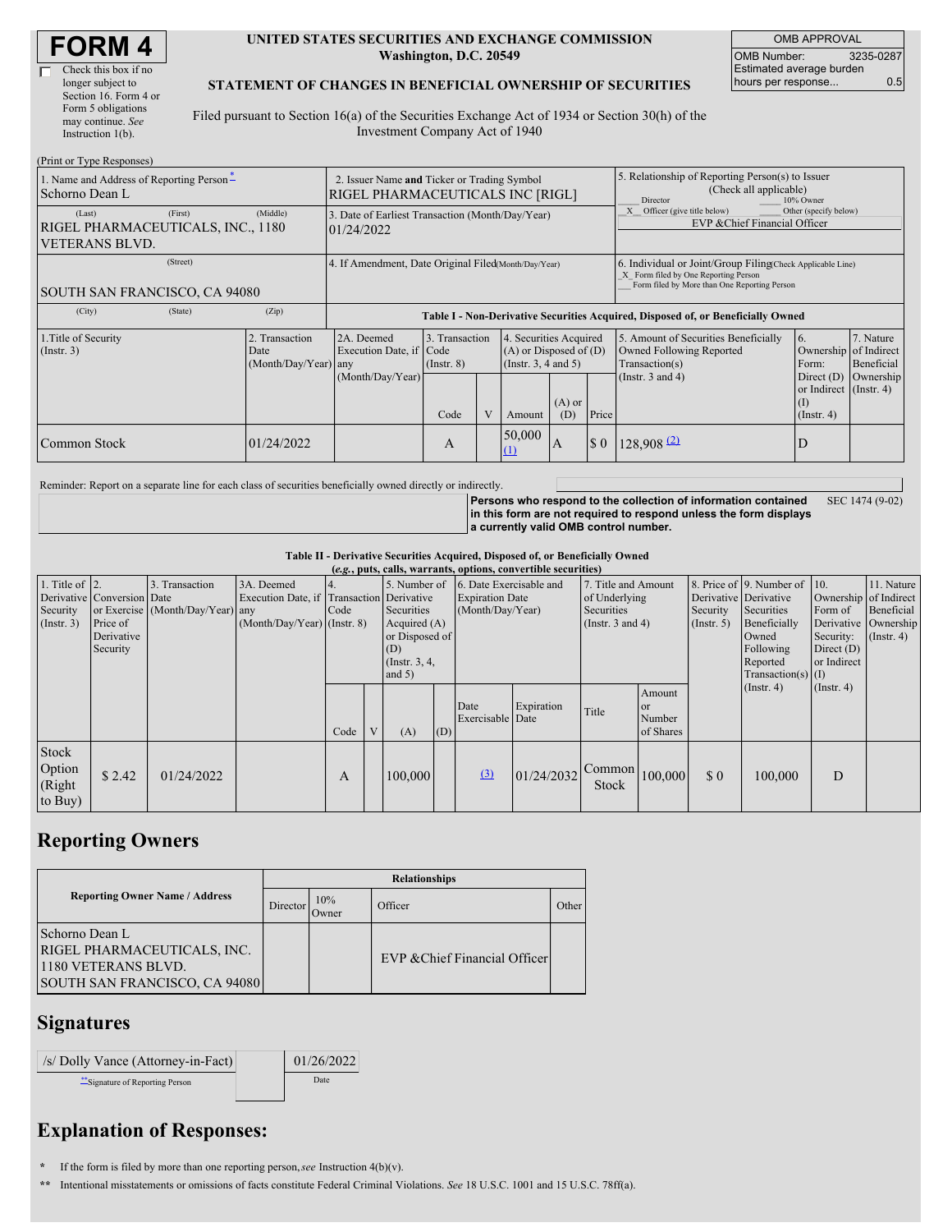# FORM 4

☐ Check this box if no longer subject to Section 16. Form 4 or Form 5 obligations may continue. *See* Instruction 1(b).

**UNITED STATES SECURITIES AND EXCHANGE COMMISSION**
**Washington, D.C. 20549**

**STATEMENT OF CHANGES IN BENEFICIAL OWNERSHIP OF SECURITIES**

Filed pursuant to Section 16(a) of the Securities Exchange Act of 1934 or Section 30(h) of the Investment Company Act of 1940

| OMB APPROVAL | |
|---|---|
| OMB Number: | 3235-0287 |
| Estimated average burden hours per response... | 0.5 |

(Print or Type Responses)

| 1. Name and Address of Reporting Person* | 2. Issuer Name and Ticker or Trading Symbol | 5. Relationship of Reporting Person(s) to Issuer (Check all applicable) |
|---|---|---|
| Schorno Dean L | RIGEL PHARMACEUTICALS INC [RIGL] | ___ Director ___ 10% Owner |
| (Last) (First) (Middle) | 3. Date of Earliest Transaction (Month/Day/Year) | _X_ Officer (give title below) ___ Other (specify below) |
| RIGEL PHARMACEUTICALS, INC., 1180 VETERANS BLVD. | 01/24/2022 | EVP &Chief Financial Officer |
| (Street) | 4. If Amendment, Date Original Filed (Month/Day/Year) | 6. Individual or Joint/Group Filing (Check Applicable Line) |
| SOUTH SAN FRANCISCO, CA 94080 | | _X_ Form filed by One Reporting Person ___ Form filed by More than One Reporting Person |
| (City) (State) (Zip) | | |

**Table I - Non-Derivative Securities Acquired, Disposed of, or Beneficially Owned**

| 1.Title of Security (Instr. 3) | 2. Transaction Date (Month/Day/Year) | 2A. Deemed Execution Date, if any (Month/Day/Year) | 3. Transaction Code (Instr. 8) | | 4. Securities Acquired (A) or Disposed of (D) (Instr. 3, 4 and 5) | | | 5. Amount of Securities Beneficially Owned Following Reported Transaction(s) (Instr. 3 and 4) | 6. Ownership Form: Direct (D) or Indirect (I) (Instr. 4) | 7. Nature of Indirect Beneficial Ownership (Instr. 4) |
|---|---|---|---|---|---|---|---|---|---|---|
| | | | Code | V | Amount | (A) or (D) | Price | | | |
| Common Stock | 01/24/2022 | | A | | 50,000 (1) | A | $ 0 | 128,908 (2) | D | |

Reminder: Report on a separate line for each class of securities beneficially owned directly or indirectly.

**Persons who respond to the collection of information contained in this form are not required to respond unless the form displays a currently valid OMB control number.** SEC 1474 (9-02)

**Table II - Derivative Securities Acquired, Disposed of, or Beneficially Owned**
**(*e.g.*, puts, calls, warrants, options, convertible securities)**

| 1. Title of Derivative Security (Instr. 3) | 2. Conversion or Exercise Price of Derivative Security | 3. Transaction Date (Month/Day/Year) | 3A. Deemed Execution Date, if any (Month/Day/Year) | 4. Transaction Code (Instr. 8) | | 5. Number of Derivative Securities Acquired (A) or Disposed of (D) (Instr. 3, 4, and 5) | | 6. Date Exercisable and Expiration Date (Month/Day/Year) | | 7. Title and Amount of Underlying Securities (Instr. 3 and 4) | | 8. Price of Derivative Security (Instr. 5) | 9. Number of Derivative Securities Beneficially Owned Following Reported Transaction(s) (Instr. 4) | 10. Ownership Form of Derivative Security: Direct (D) or Indirect (I) (Instr. 4) | 11. Nature of Indirect Beneficial Ownership (Instr. 4) |
|---|---|---|---|---|---|---|---|---|---|---|---|---|---|---|---|
| | | | | Code | V | (A) | (D) | Date Exercisable | Expiration Date | Title | Amount or Number of Shares | | | | |
| Stock Option (Right to Buy) | $ 2.42 | 01/24/2022 | | A | | 100,000 | | (3) | 01/24/2032 | Common Stock | 100,000 | $ 0 | 100,000 | D | |

## Reporting Owners

| Reporting Owner Name / Address | Relationships | | | |
|---|---|---|---|---|
| | Director | 10% Owner | Officer | Other |
| Schorno Dean L<br>RIGEL PHARMACEUTICALS, INC.<br>1180 VETERANS BLVD.<br>SOUTH SAN FRANCISCO, CA 94080 | | | EVP &Chief Financial Officer | |

## Signatures

| /s/ Dolly Vance (Attorney-in-Fact) | 01/26/2022 |
|---|---|
| **Signature of Reporting Person | Date |

## Explanation of Responses:

\* If the form is filed by more than one reporting person, *see* Instruction 4(b)(v).

\*\* Intentional misstatements or omissions of facts constitute Federal Criminal Violations. *See* 18 U.S.C. 1001 and 15 U.S.C. 78ff(a).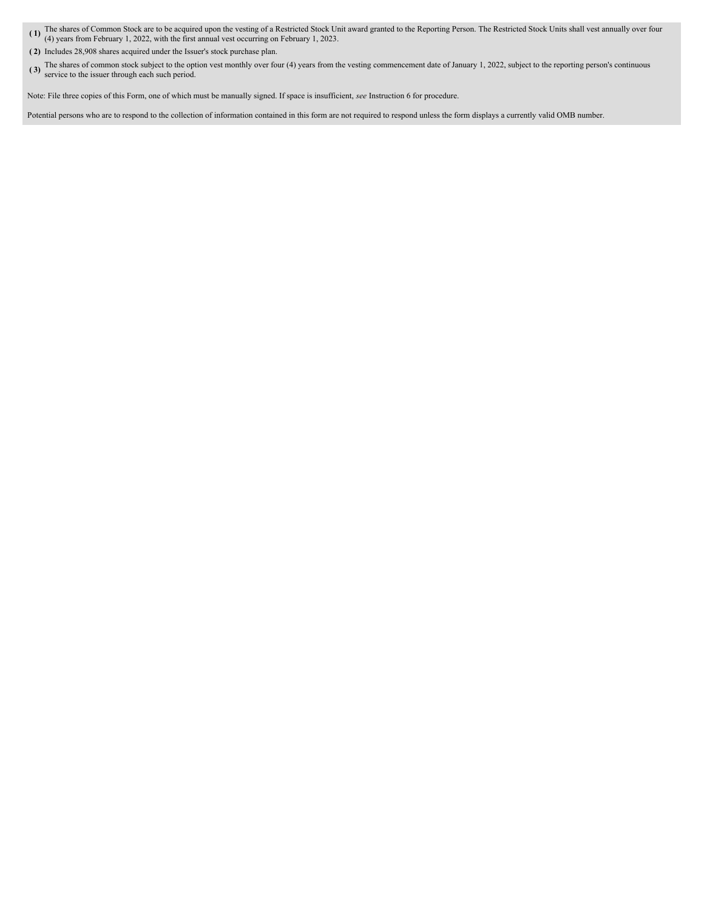**(1)** The shares of Common Stock are to be acquired upon the vesting of a Restricted Stock Unit award granted to the Reporting Person. The Restricted Stock Units shall vest annually over four (4) years from February 1, 2022, with the first annual vest occurring on February 1, 2023.

**(2)** Includes 28,908 shares acquired under the Issuer's stock purchase plan.

**(3)** The shares of common stock subject to the option vest monthly over four (4) years from the vesting commencement date of January 1, 2022, subject to the reporting person's continuous service to the issuer through each such period.

Note: File three copies of this Form, one of which must be manually signed. If space is insufficient, *see* Instruction 6 for procedure.

Potential persons who are to respond to the collection of information contained in this form are not required to respond unless the form displays a currently valid OMB number.